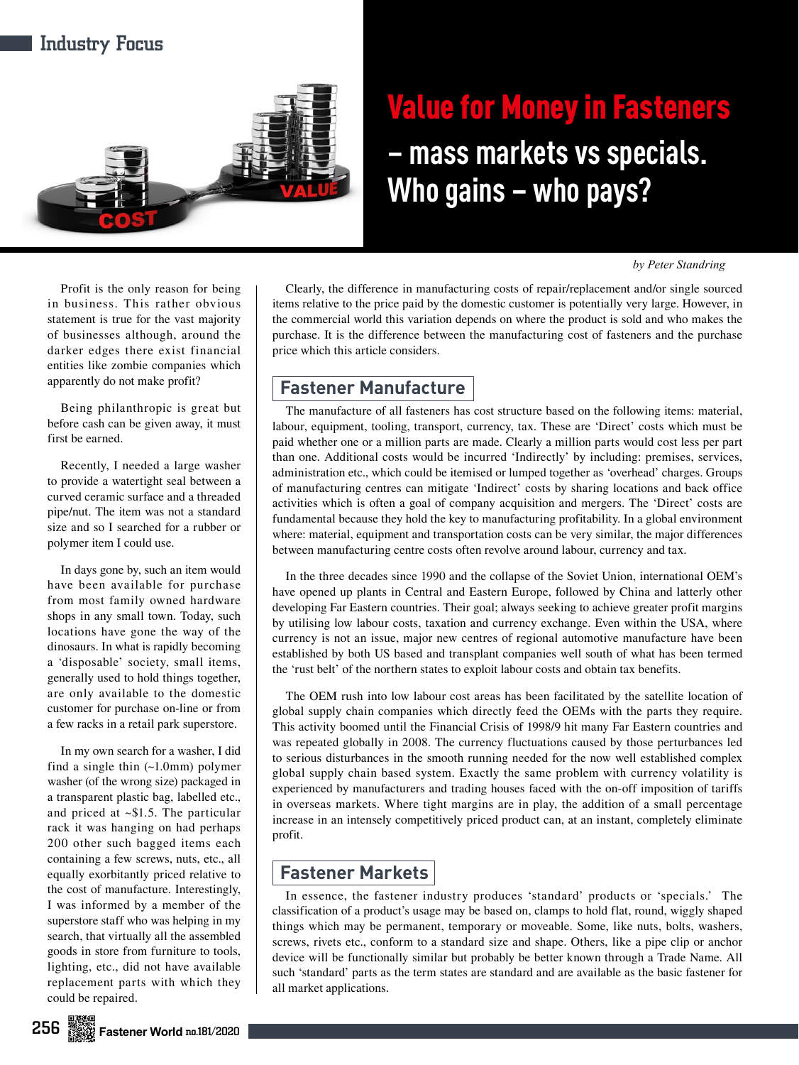# Value for Money in Fasteners – mass markets vs specials. Who gains – who pays?

*by Peter Standring*

Profit is the only reason for being in business. This rather obvious statement is true for the vast majority of businesses although, around the darker edges there exist financial entities like zombie companies which apparently do not make profit?

Being philanthropic is great but before cash can be given away, it must first be earned.

Recently, I needed a large washer to provide a watertight seal between a curved ceramic surface and a threaded pipe/nut. The item was not a standard size and so I searched for a rubber or polymer item I could use.

In days gone by, such an item would have been available for purchase from most family owned hardware shops in any small town. Today, such locations have gone the way of the dinosaurs. In what is rapidly becoming a 'disposable' society, small items, generally used to hold things together, are only available to the domestic customer for purchase on-line or from a few racks in a retail park superstore.

In my own search for a washer, I did find a single thin (~1.0mm) polymer washer (of the wrong size) packaged in a transparent plastic bag, labelled etc., and priced at ~$1.5. The particular rack it was hanging on had perhaps 200 other such bagged items each containing a few screws, nuts, etc., all equally exorbitantly priced relative to the cost of manufacture. Interestingly, I was informed by a member of the superstore staff who was helping in my search, that virtually all the assembled goods in store from furniture to tools, lighting, etc., did not have available replacement parts with which they could be repaired.

Clearly, the difference in manufacturing costs of repair/replacement and/or single sourced items relative to the price paid by the domestic customer is potentially very large. However, in the commercial world this variation depends on where the product is sold and who makes the purchase. It is the difference between the manufacturing cost of fasteners and the purchase price which this article considers.

## Fastener Manufacture

The manufacture of all fasteners has cost structure based on the following items: material, labour, equipment, tooling, transport, currency, tax. These are 'Direct' costs which must be paid whether one or a million parts are made. Clearly a million parts would cost less per part than one. Additional costs would be incurred 'Indirectly' by including: premises, services, administration etc., which could be itemised or lumped together as 'overhead' charges. Groups of manufacturing centres can mitigate 'Indirect' costs by sharing locations and back office activities which is often a goal of company acquisition and mergers. The 'Direct' costs are fundamental because they hold the key to manufacturing profitability. In a global environment where: material, equipment and transportation costs can be very similar, the major differences between manufacturing centre costs often revolve around labour, currency and tax.

In the three decades since 1990 and the collapse of the Soviet Union, international OEM's have opened up plants in Central and Eastern Europe, followed by China and latterly other developing Far Eastern countries. Their goal; always seeking to achieve greater profit margins by utilising low labour costs, taxation and currency exchange. Even within the USA, where currency is not an issue, major new centres of regional automotive manufacture have been established by both US based and transplant companies well south of what has been termed the 'rust belt' of the northern states to exploit labour costs and obtain tax benefits.

The OEM rush into low labour cost areas has been facilitated by the satellite location of global supply chain companies which directly feed the OEMs with the parts they require. This activity boomed until the Financial Crisis of 1998/9 hit many Far Eastern countries and was repeated globally in 2008. The currency fluctuations caused by those perturbances led to serious disturbances in the smooth running needed for the now well established complex global supply chain based system. Exactly the same problem with currency volatility is experienced by manufacturers and trading houses faced with the on-off imposition of tariffs in overseas markets. Where tight margins are in play, the addition of a small percentage increase in an intensely competitively priced product can, at an instant, completely eliminate profit.

## Fastener Markets

In essence, the fastener industry produces 'standard' products or 'specials.' The classification of a product's usage may be based on, clamps to hold flat, round, wiggly shaped things which may be permanent, temporary or moveable. Some, like nuts, bolts, washers, screws, rivets etc., conform to a standard size and shape. Others, like a pipe clip or anchor device will be functionally similar but probably be better known through a Trade Name. All such 'standard' parts as the term states are standard and are available as the basic fastener for all market applications.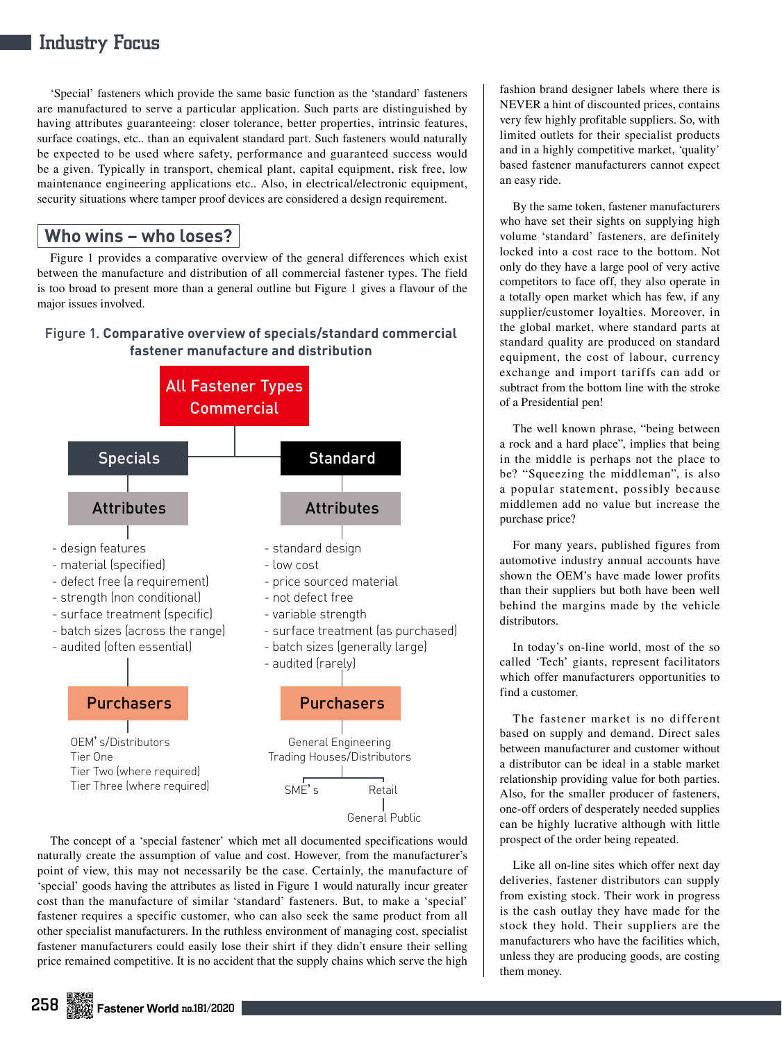'Special' fasteners which provide the same basic function as the 'standard' fasteners are manufactured to serve a particular application. Such parts are distinguished by having attributes guaranteeing: closer tolerance, better properties, intrinsic features, surface coatings, etc.. than an equivalent standard part. Such fasteners would naturally be expected to be used where safety, performance and guaranteed success would be a given. Typically in transport, chemical plant, capital equipment, risk free, low maintenance engineering applications etc.. Also, in electrical/electronic equipment, security situations where tamper proof devices are considered a design requirement.

## Who wins – who loses?

Figure 1 provides a comparative overview of the general differences which exist between the manufacture and distribution of all commercial fastener types. The field is too broad to present more than a general outline but Figure 1 gives a flavour of the major issues involved.

Figure 1. **Comparative overview of specials/standard commercial fastener manufacture and distribution**

**All Fastener Types Commercial**

| Specials | Standard |
|---|---|
| **Attributes** | **Attributes** |
| - design features | - standard design |
| - material (specified) | - low cost |
| - defect free (a requirement) | - price sourced material |
| - strength (non conditional) | - not defect free |
| - surface treatment (specific) | - variable strength |
| - batch sizes (across the range) | - surface treatment (as purchased) |
| - audited (often essential) | - batch sizes (generally large) |
| | - audited (rarely) |
| **Purchasers** | **Purchasers** |
| OEM's/Distributors | General Engineering |
| Tier One | Trading Houses/Distributors |
| Tier Two (where required) | SME's; Retail |
| Tier Three (where required) | General Public |

The concept of a 'special fastener' which met all documented specifications would naturally create the assumption of value and cost. However, from the manufacturer's point of view, this may not necessarily be the case. Certainly, the manufacture of 'special' goods having the attributes as listed in Figure 1 would naturally incur greater cost than the manufacture of similar 'standard' fasteners. But, to make a 'special' fastener requires a specific customer, who can also seek the same product from all other specialist manufacturers. In the ruthless environment of managing cost, specialist fastener manufacturers could easily lose their shirt if they didn't ensure their selling price remained competitive. It is no accident that the supply chains which serve the high fashion brand designer labels where there is NEVER a hint of discounted prices, contains very few highly profitable suppliers. So, with limited outlets for their specialist products and in a highly competitive market, 'quality' based fastener manufacturers cannot expect an easy ride.

By the same token, fastener manufacturers who have set their sights on supplying high volume 'standard' fasteners, are definitely locked into a cost race to the bottom. Not only do they have a large pool of very active competitors to face off, they also operate in a totally open market which has few, if any supplier/customer loyalties. Moreover, in the global market, where standard parts at standard quality are produced on standard equipment, the cost of labour, currency exchange and import tariffs can add or subtract from the bottom line with the stroke of a Presidential pen!

The well known phrase, "being between a rock and a hard place", implies that being in the middle is perhaps not the place to be? "Squeezing the middleman", is also a popular statement, possibly because middlemen add no value but increase the purchase price?

For many years, published figures from automotive industry annual accounts have shown the OEM's have made lower profits than their suppliers but both have been well behind the margins made by the vehicle distributors.

In today's on-line world, most of the so called 'Tech' giants, represent facilitators which offer manufacturers opportunities to find a customer.

The fastener market is no different based on supply and demand. Direct sales between manufacturer and customer without a distributor can be ideal in a stable market relationship providing value for both parties. Also, for the smaller producer of fasteners, one-off orders of desperately needed supplies can be highly lucrative although with little prospect of the order being repeated.

Like all on-line sites which offer next day deliveries, fastener distributors can supply from existing stock. Their work in progress is the cash outlay they have made for the stock they hold. Their suppliers are the manufacturers who have the facilities which, unless they are producing goods, are costing them money.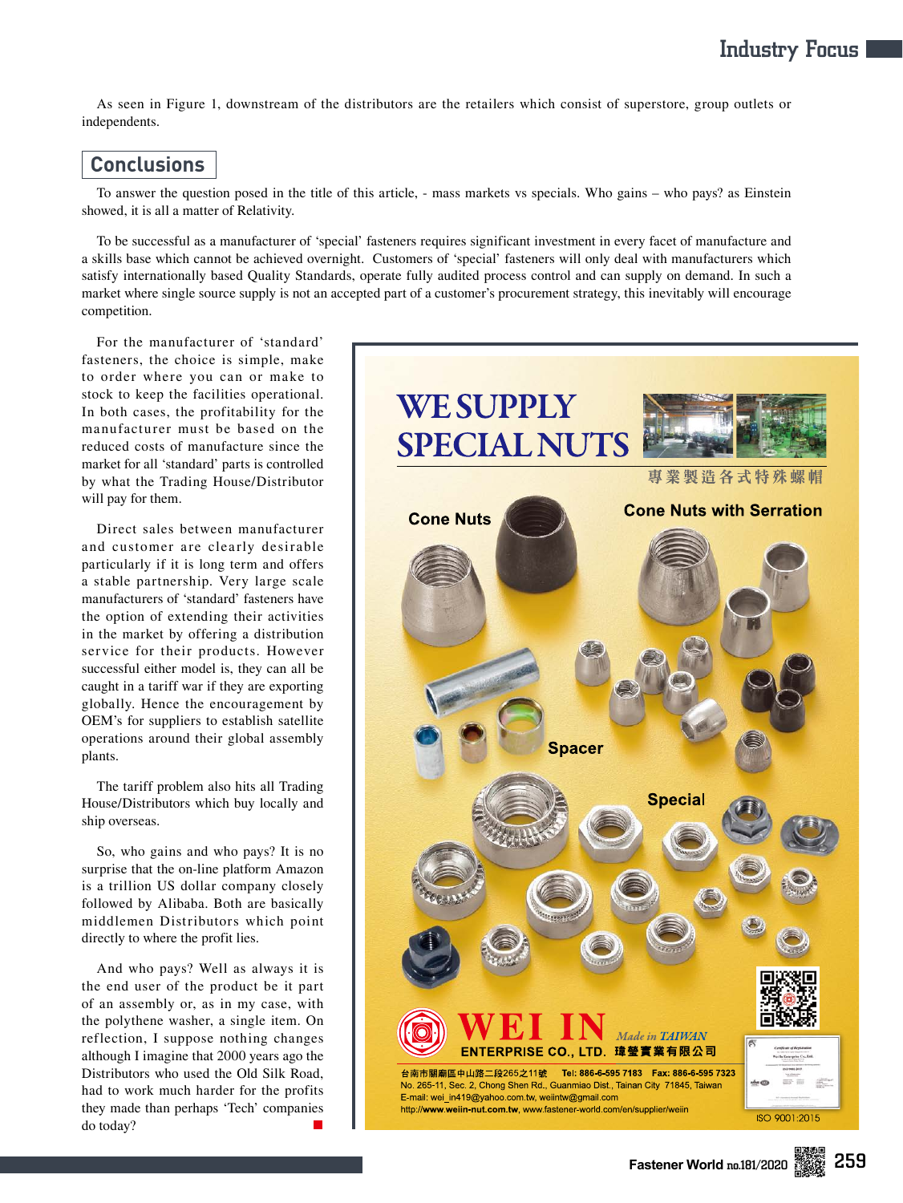As seen in Figure 1, downstream of the distributors are the retailers which consist of superstore, group outlets or independents.

## Conclusions

To answer the question posed in the title of this article, - mass markets vs specials. Who gains – who pays? as Einstein showed, it is all a matter of Relativity.

To be successful as a manufacturer of 'special' fasteners requires significant investment in every facet of manufacture and a skills base which cannot be achieved overnight. Customers of 'special' fasteners will only deal with manufacturers which satisfy internationally based Quality Standards, operate fully audited process control and can supply on demand. In such a market where single source supply is not an accepted part of a customer's procurement strategy, this inevitably will encourage competition.

For the manufacturer of 'standard' fasteners, the choice is simple, make to order where you can or make to stock to keep the facilities operational. In both cases, the profitability for the manufacturer must be based on the reduced costs of manufacture since the market for all 'standard' parts is controlled by what the Trading House/Distributor will pay for them.

Direct sales between manufacturer and customer are clearly desirable particularly if it is long term and offers a stable partnership. Very large scale manufacturers of 'standard' fasteners have the option of extending their activities in the market by offering a distribution service for their products. However successful either model is, they can all be caught in a tariff war if they are exporting globally. Hence the encouragement by OEM's for suppliers to establish satellite operations around their global assembly plants.

The tariff problem also hits all Trading House/Distributors which buy locally and ship overseas.

So, who gains and who pays? It is no surprise that the on-line platform Amazon is a trillion US dollar company closely followed by Alibaba. Both are basically middlemen Distributors which point directly to where the profit lies.

And who pays? Well as always it is the end user of the product be it part of an assembly or, as in my case, with the polythene washer, a single item. On reflection, I suppose nothing changes although I imagine that 2000 years ago the Distributors who used the Old Silk Road, had to work much harder for the profits they made than perhaps 'Tech' companies do today?